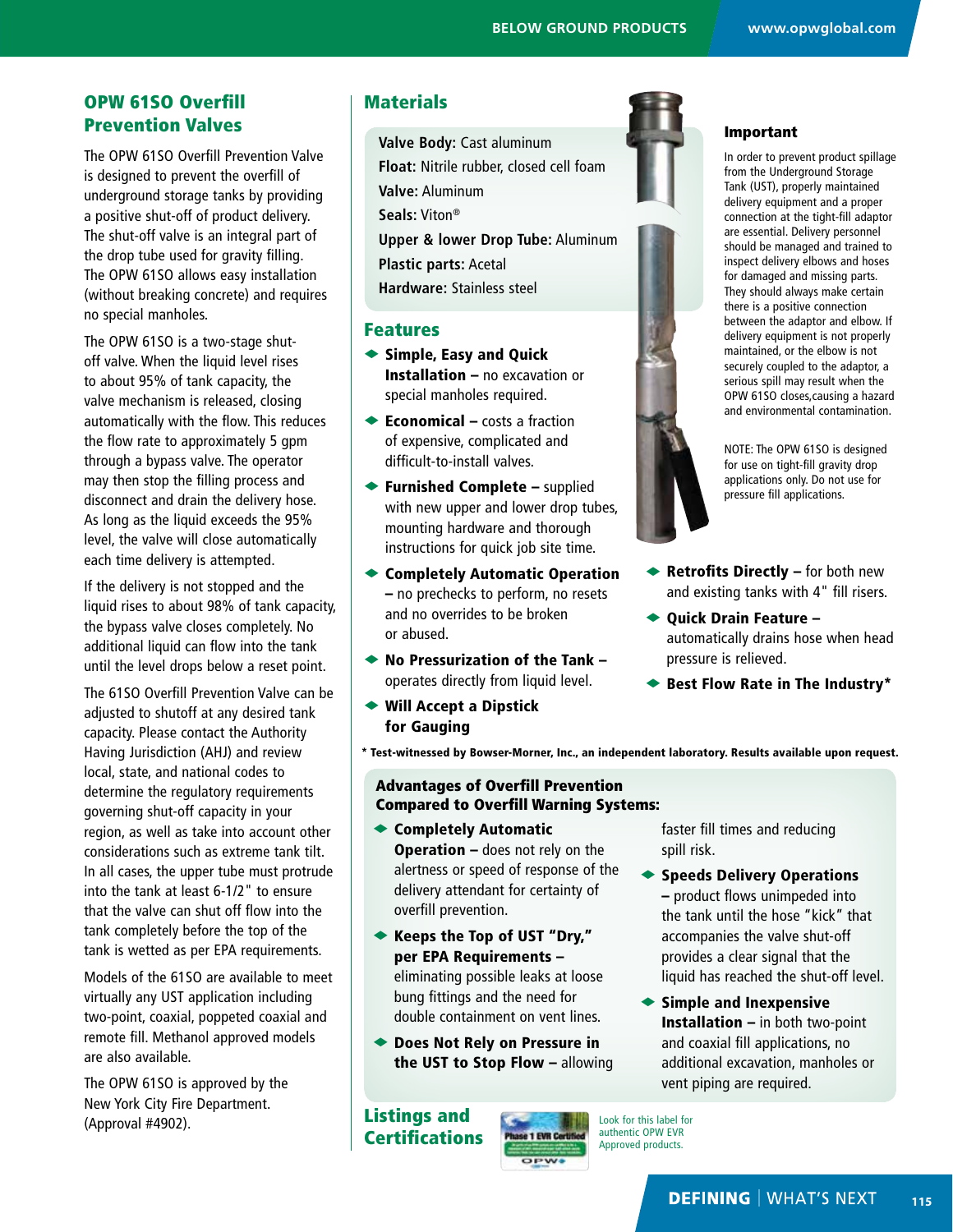## OPW 61SO Overfill Prevention Valves

The OPW 61SO Overfill Prevention Valve is designed to prevent the overfill of underground storage tanks by providing a positive shut-off of product delivery. The shut-off valve is an integral part of the drop tube used for gravity filling. The OPW 61SO allows easy installation (without breaking concrete) and requires no special manholes.

The OPW 61SO is a two-stage shut-off valve. When the liquid level rises to about 95% of tank capacity, the valve mechanism is released, closing automatically with the flow. This reduces the flow rate to approximately 5 gpm through a bypass valve. The operator may then stop the filling process and disconnect and drain the delivery hose. As long as the liquid exceeds the 95% level, the valve will close automatically each time delivery is attempted.

If the delivery is not stopped and the liquid rises to about 98% of tank capacity, the bypass valve closes completely. No additional liquid can flow into the tank until the level drops below a reset point.

The 61SO Overfill Prevention Valve can be adjusted to shutoff at any desired tank capacity. Please contact the Authority Having Jurisdiction (AHJ) and review local, state, and national codes to determine the regulatory requirements governing shut-off capacity in your region, as well as take into account other considerations such as extreme tank tilt. In all cases, the upper tube must protrude into the tank at least 6-1/2" to ensure that the valve can shut off flow into the tank completely before the top of the tank is wetted as per EPA requirements.

Models of the 61SO are available to meet virtually any UST application including two-point, coaxial, poppeted coaxial and remote fill. Methanol approved models are also available.

The OPW 61SO is approved by the New York City Fire Department. (Approval #4902).

## Materials

**Valve Body:** Cast aluminum
**Float:** Nitrile rubber, closed cell foam
**Valve:** Aluminum
**Seals:** Viton®
**Upper & lower Drop Tube:** Aluminum
**Plastic parts:** Acetal
**Hardware:** Stainless steel

### Important

In order to prevent product spillage from the Underground Storage Tank (UST), properly maintained delivery equipment and a proper connection at the tight-fill adaptor are essential. Delivery personnel should be managed and trained to inspect delivery elbows and hoses for damaged and missing parts. They should always make certain there is a positive connection between the adaptor and elbow. If delivery equipment is not properly maintained, or the elbow is not securely coupled to the adaptor, a serious spill may result when the OPW 61SO closes,causing a hazard and environmental contamination.

NOTE: The OPW 61SO is designed for use on tight-fill gravity drop applications only. Do not use for pressure fill applications.

## Features

- **Simple, Easy and Quick Installation –** no excavation or special manholes required.
- **Economical –** costs a fraction of expensive, complicated and difficult-to-install valves.
- **Furnished Complete –** supplied with new upper and lower drop tubes, mounting hardware and thorough instructions for quick job site time.
- **Completely Automatic Operation –** no prechecks to perform, no resets and no overrides to be broken or abused.
- **No Pressurization of the Tank –** operates directly from liquid level.
- **Will Accept a Dipstick for Gauging**
- **Retrofits Directly –** for both new and existing tanks with 4" fill risers.
- **Quick Drain Feature –** automatically drains hose when head pressure is relieved.
- **Best Flow Rate in The Industry***

*** Test-witnessed by Bowser-Morner, Inc., an independent laboratory. Results available upon request.**

### Advantages of Overfill Prevention Compared to Overfill Warning Systems:

- **Completely Automatic Operation –** does not rely on the alertness or speed of response of the delivery attendant for certainty of overfill prevention.
- **Keeps the Top of UST "Dry," per EPA Requirements –** eliminating possible leaks at loose bung fittings and the need for double containment on vent lines.
- **Does Not Rely on Pressure in the UST to Stop Flow –** allowing faster fill times and reducing spill risk.
- **Speeds Delivery Operations –** product flows unimpeded into the tank until the hose "kick" that accompanies the valve shut-off provides a clear signal that the liquid has reached the shut-off level.
- **Simple and Inexpensive Installation –** in both two-point and coaxial fill applications, no additional excavation, manholes or vent piping are required.

## Listings and Certifications

Look for this label for authentic OPW EVR Approved products.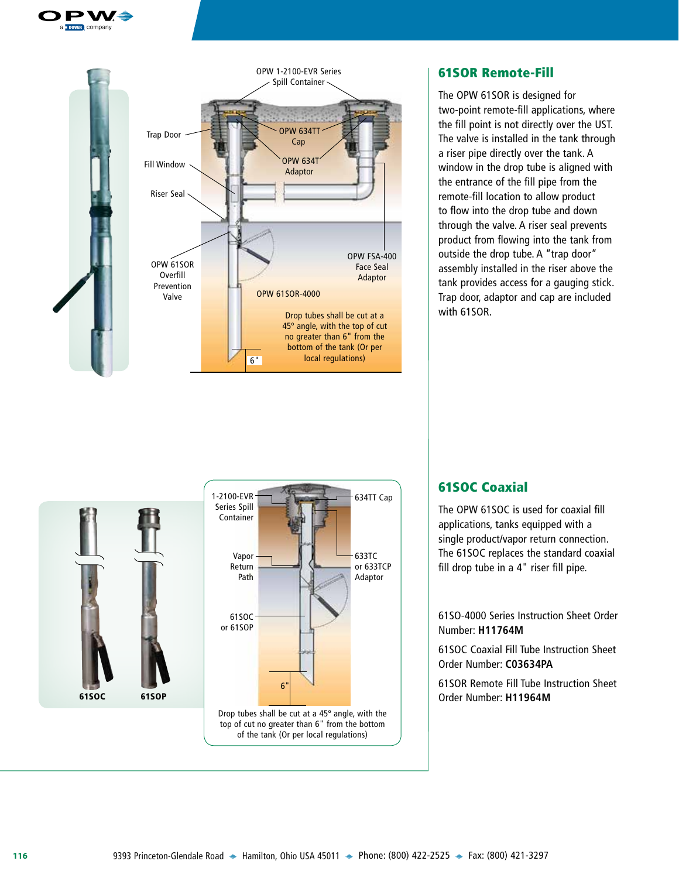## 61SOR Remote-Fill

The OPW 61SOR is designed for two-point remote-fill applications, where the fill point is not directly over the UST. The valve is installed in the tank through a riser pipe directly over the tank. A window in the drop tube is aligned with the entrance of the fill pipe from the remote-fill location to allow product to flow into the drop tube and down through the valve. A riser seal prevents product from flowing into the tank from outside the drop tube. A "trap door" assembly installed in the riser above the tank provides access for a gauging stick. Trap door, adaptor and cap are included with 61SOR.

OPW 1-2100-EVR Series Spill Container

Trap Door

Fill Window

Riser Seal

OPW 634TT Cap

OPW 634T Adaptor

OPW 61SOR Overfill Prevention Valve

OPW FSA-400 Face Seal Adaptor

OPW 61SOR-4000

Drop tubes shall be cut at a 45° angle, with the top of cut no greater than 6" from the bottom of the tank (Or per local regulations)

6"

## 61SOC Coaxial

The OPW 61SOC is used for coaxial fill applications, tanks equipped with a single product/vapor return connection. The 61SOC replaces the standard coaxial fill drop tube in a 4" riser fill pipe.

61SOC

61SOP

1-2100-EVR Series Spill Container

634TT Cap

Vapor Return Path

633TC or 633TCP Adaptor

61SOC or 61SOP

6"

Drop tubes shall be cut at a 45° angle, with the top of cut no greater than 6" from the bottom of the tank (Or per local regulations)

61SO-4000 Series Instruction Sheet Order Number: **H11764M**

61SOC Coaxial Fill Tube Instruction Sheet Order Number: **C03634PA**

61SOR Remote Fill Tube Instruction Sheet Order Number: **H11964M**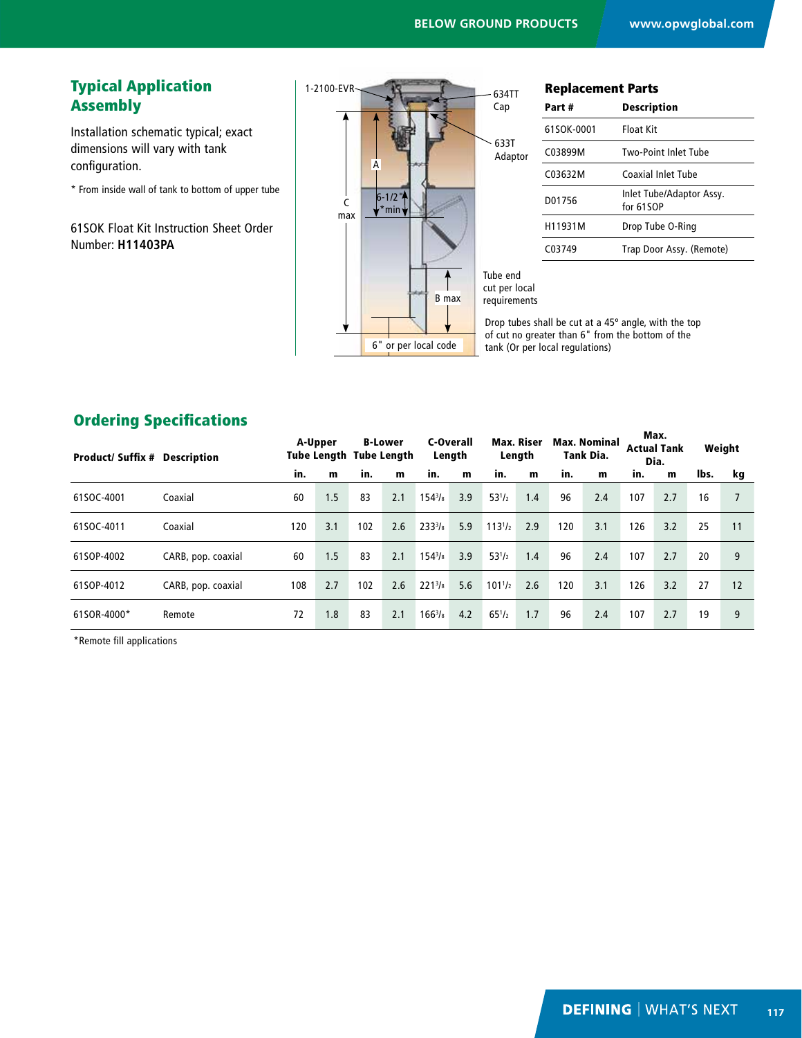## Typical Application Assembly

Installation schematic typical; exact dimensions will vary with tank configuration.

* From inside wall of tank to bottom of upper tube

61SOK Float Kit Instruction Sheet Order Number: **H11403PA**

1-2100-EVR

634TT Cap

633T Adaptor

A

C max

6-1/2" *min

B max

6" or per local code

Tube end cut per local requirements

Drop tubes shall be cut at a 45° angle, with the top of cut no greater than 6" from the bottom of the tank (Or per local regulations)

## Replacement Parts

| Part # | Description |
|---|---|
| 61SOK-0001 | Float Kit |
| C03899M | Two-Point Inlet Tube |
| C03632M | Coaxial Inlet Tube |
| D01756 | Inlet Tube/Adaptor Assy. for 61SOP |
| H11931M | Drop Tube O-Ring |
| C03749 | Trap Door Assy. (Remote) |

## Ordering Specifications

| Product/ Suffix # | Description | A-Upper Tube Length | | B-Lower Tube Length | | C-Overall Length | | Max. Riser Length | | Max. Nominal Tank Dia. | | Max. Actual Tank Dia. | | Weight | |
|---|---|---|---|---|---|---|---|---|---|---|---|---|---|---|---|
| | | in. | m | in. | m | in. | m | in. | m | in. | m | in. | m | lbs. | kg |
| 61SOC-4001 | Coaxial | 60 | 1.5 | 83 | 2.1 | 154³/₈ | 3.9 | 53¹/₂ | 1.4 | 96 | 2.4 | 107 | 2.7 | 16 | 7 |
| 61SOC-4011 | Coaxial | 120 | 3.1 | 102 | 2.6 | 233³/₈ | 5.9 | 113¹/₂ | 2.9 | 120 | 3.1 | 126 | 3.2 | 25 | 11 |
| 61SOP-4002 | CARB, pop. coaxial | 60 | 1.5 | 83 | 2.1 | 154³/₈ | 3.9 | 53¹/₂ | 1.4 | 96 | 2.4 | 107 | 2.7 | 20 | 9 |
| 61SOP-4012 | CARB, pop. coaxial | 108 | 2.7 | 102 | 2.6 | 221³/₈ | 5.6 | 101¹/₂ | 2.6 | 120 | 3.1 | 126 | 3.2 | 27 | 12 |
| 61SOR-4000* | Remote | 72 | 1.8 | 83 | 2.1 | 166³/₈ | 4.2 | 65¹/₂ | 1.7 | 96 | 2.4 | 107 | 2.7 | 19 | 9 |

*Remote fill applications